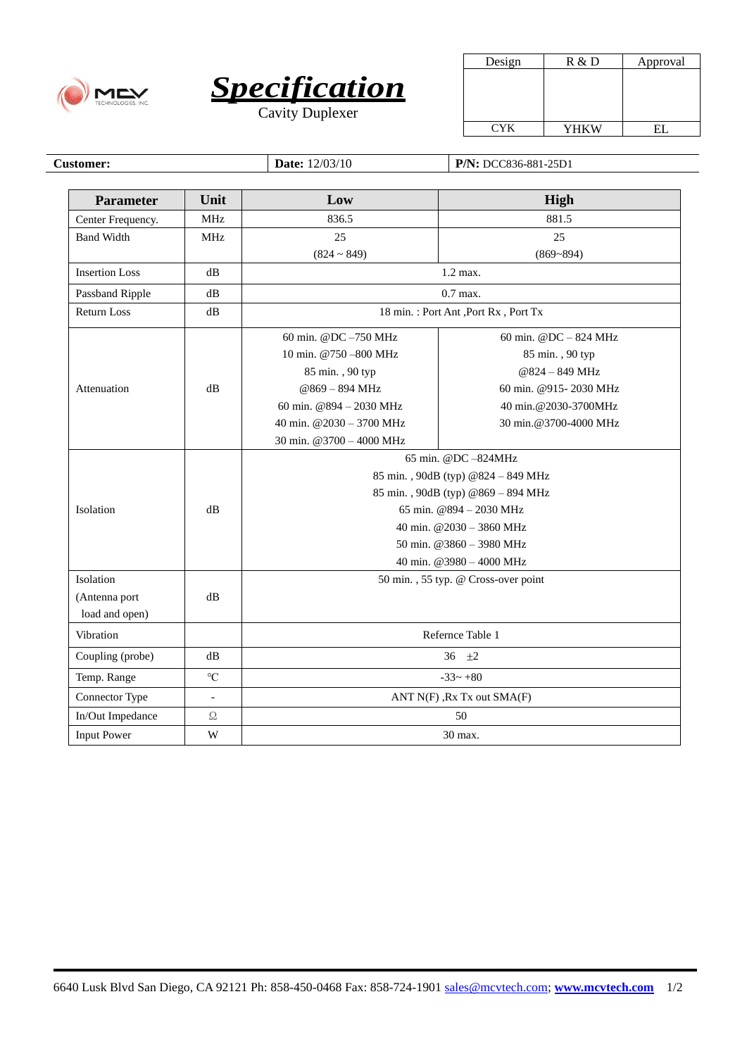# *Specification*

Cavity Duplexer

| Design | R & D | Approval |
|---|---|---|
| | | |
| CYK | YHKW | EL |

**Customer:** | **Date:** 12/03/10 | **P/N:** DCC836-881-25D1

| Parameter | Unit | Low | High |
|---|---|---|---|
| Center Frequency. | MHz | 836.5 | 881.5 |
| Band Width | MHz | 25<br>(824 ~ 849) | 25<br>(869~894) |
| Insertion Loss | dB | 1.2 max. | |
| Passband Ripple | dB | 0.7 max. | |
| Return Loss | dB | 18 min. : Port Ant ,Port Rx , Port Tx | |
| Attenuation | dB | 60 min. @DC –750 MHz<br>10 min. @750 –800 MHz<br>85 min. , 90 typ<br>@869 – 894 MHz<br>60 min. @894 – 2030 MHz<br>40 min. @2030 – 3700 MHz<br>30 min. @3700 – 4000 MHz | 60 min. @DC – 824 MHz<br>85 min. , 90 typ<br>@824 – 849 MHz<br>60 min. @915- 2030 MHz<br>40 min.@2030-3700MHz<br>30 min.@3700-4000 MHz |
| Isolation | dB | 65 min. @DC –824MHz<br>85 min. , 90dB (typ) @824 – 849 MHz<br>85 min. , 90dB (typ) @869 – 894 MHz<br>65 min. @894 – 2030 MHz<br>40 min. @2030 – 3860 MHz<br>50 min. @3860 – 3980 MHz<br>40 min. @3980 – 4000 MHz | |
| Isolation<br>(Antenna port<br>load and open) | dB | 50 min. , 55 typ. @ Cross-over point | |
| Vibration | | Refernce Table 1 | |
| Coupling (probe) | dB | 36 ±2 | |
| Temp. Range | ℃ | -33~ +80 | |
| Connector Type | - | ANT N(F) ,Rx Tx out SMA(F) | |
| In/Out Impedance | Ω | 50 | |
| Input Power | W | 30 max. | |

6640 Lusk Blvd San Diego, CA 92121 Ph: 858-450-0468 Fax: 858-724-1901 sales@mcvtech.com; **www.mcvtech.com**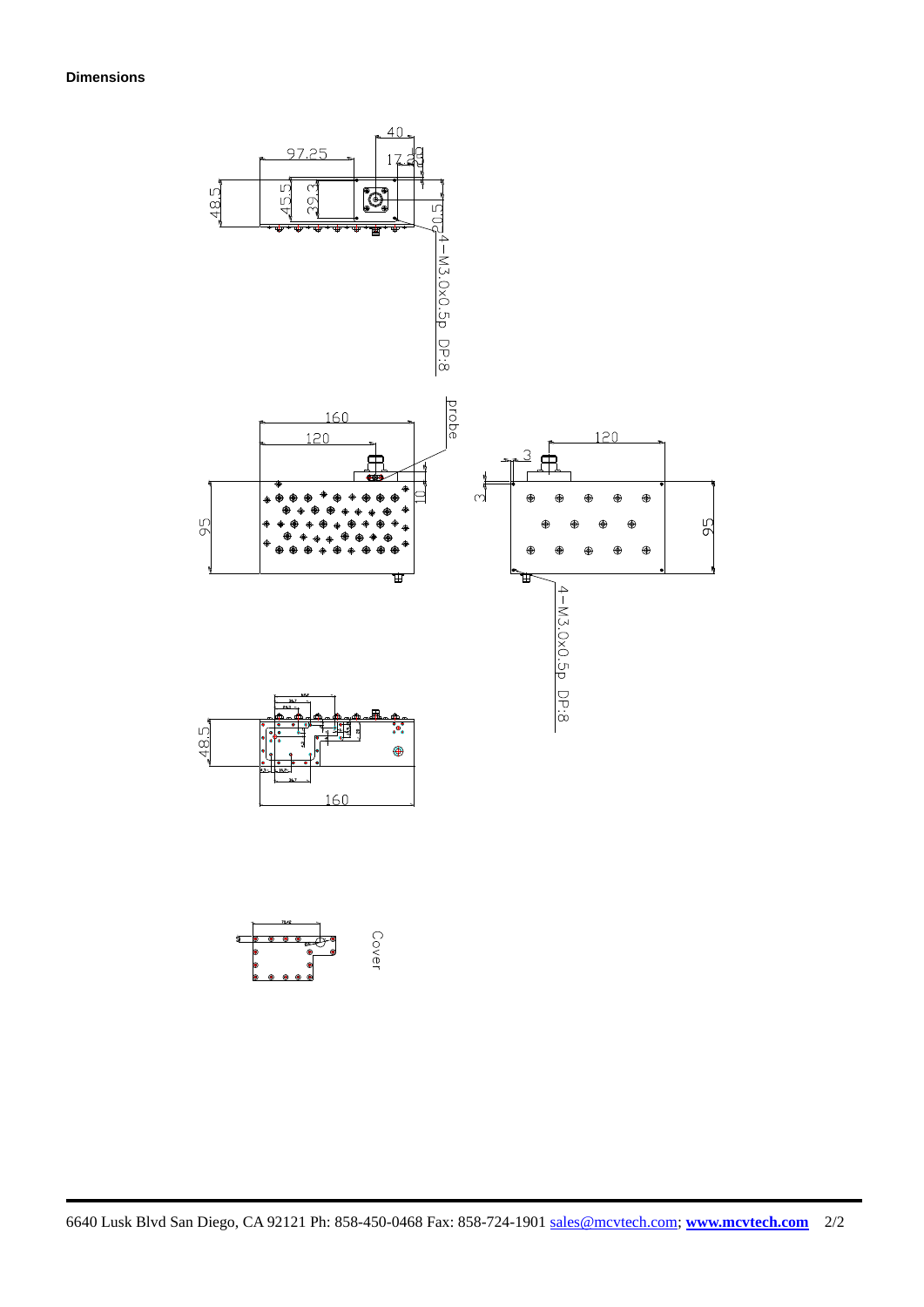**Dimensions**

97.25

40

17.25

5.0

48.5

45.5

39.3

20.5

4-M3.0x0.5p DP:8

probe

160

120

10

95

120

3

3

95

4-M3.0x0.5p DP:8

48.5

160

Cover